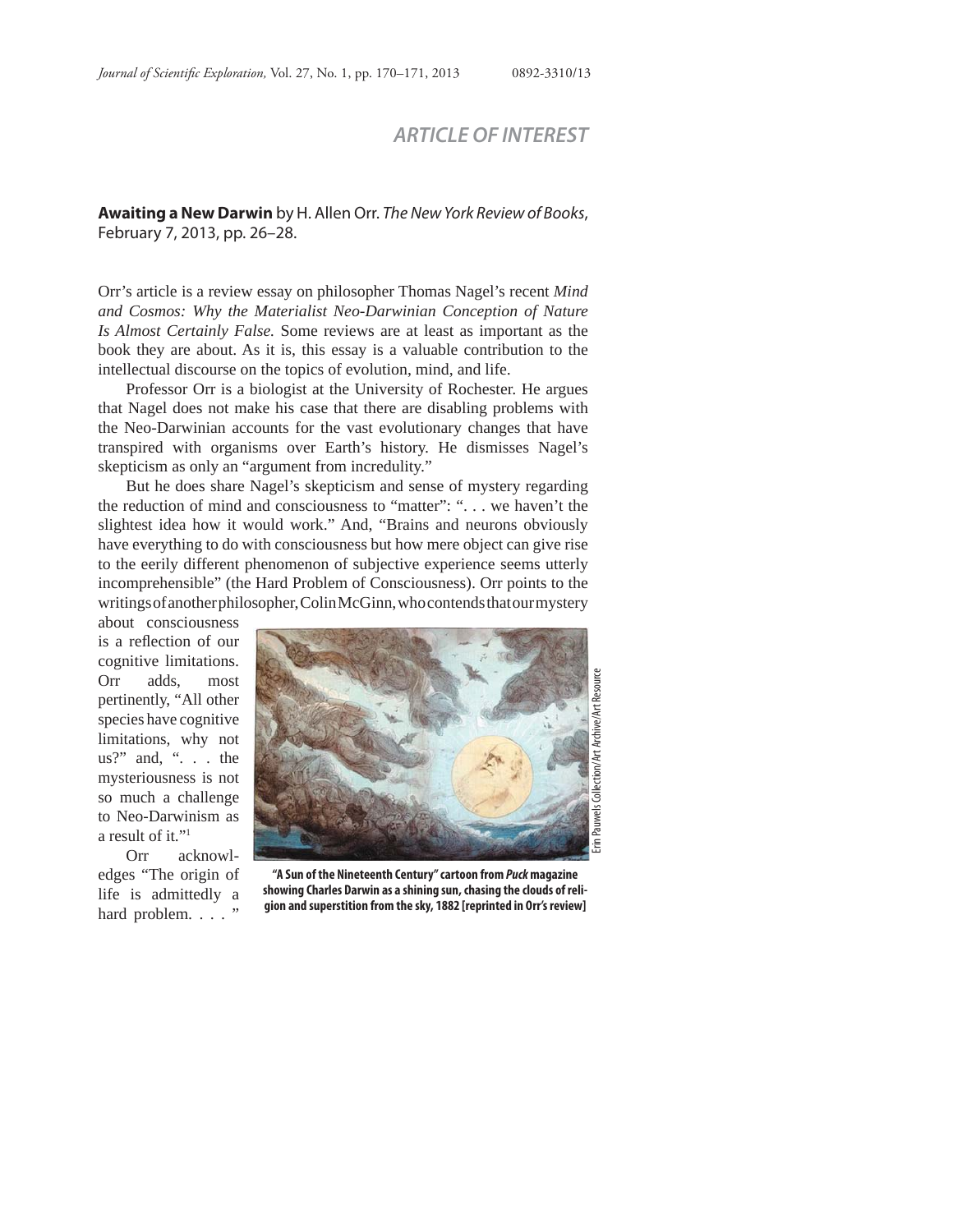## *ARTICLE OF INTEREST*

**Awaiting a New Darwin** by H. Allen Orr. *The New York Review of Books*, February 7, 2013, pp. 26–28.

Orr's article is a review essay on philosopher Thomas Nagel's recent *Mind and Cosmos: Why the Materialist Neo-Darwinian Conception of Nature Is Almost Certainly False.* Some reviews are at least as important as the book they are about. As it is, this essay is a valuable contribution to the intellectual discourse on the topics of evolution, mind, and life.

Professor Orr is a biologist at the University of Rochester. He argues that Nagel does not make his case that there are disabling problems with the Neo-Darwinian accounts for the vast evolutionary changes that have transpired with organisms over Earth's history. He dismisses Nagel's skepticism as only an "argument from incredulity."

But he does share Nagel's skepticism and sense of mystery regarding the reduction of mind and consciousness to "matter": ". . . we haven't the slightest idea how it would work." And, "Brains and neurons obviously have everything to do with consciousness but how mere object can give rise to the eerily different phenomenon of subjective experience seems utterly incomprehensible" (the Hard Problem of Consciousness). Orr points to the writings of another philosopher, Colin McGinn, who contends that our mystery about consciousness is a reflection of our cognitive limitations. Orr adds, most pertinently, "All other species have cognitive limitations, why not us?" and, ". . . the mysteriousness is not so much a challenge to Neo-Darwinism as a result of it."[1]

Orr acknowledges "The origin of life is admittedly a hard problem. . . . "

**"A Sun of the Nineteenth Century" cartoon from *Puck* magazine showing Charles Darwin as a shining sun, chasing the clouds of religion and superstition from the sky, 1882 [reprinted in Orr's review]**

Erin Pauwels Collection/Art Archive/Art Resource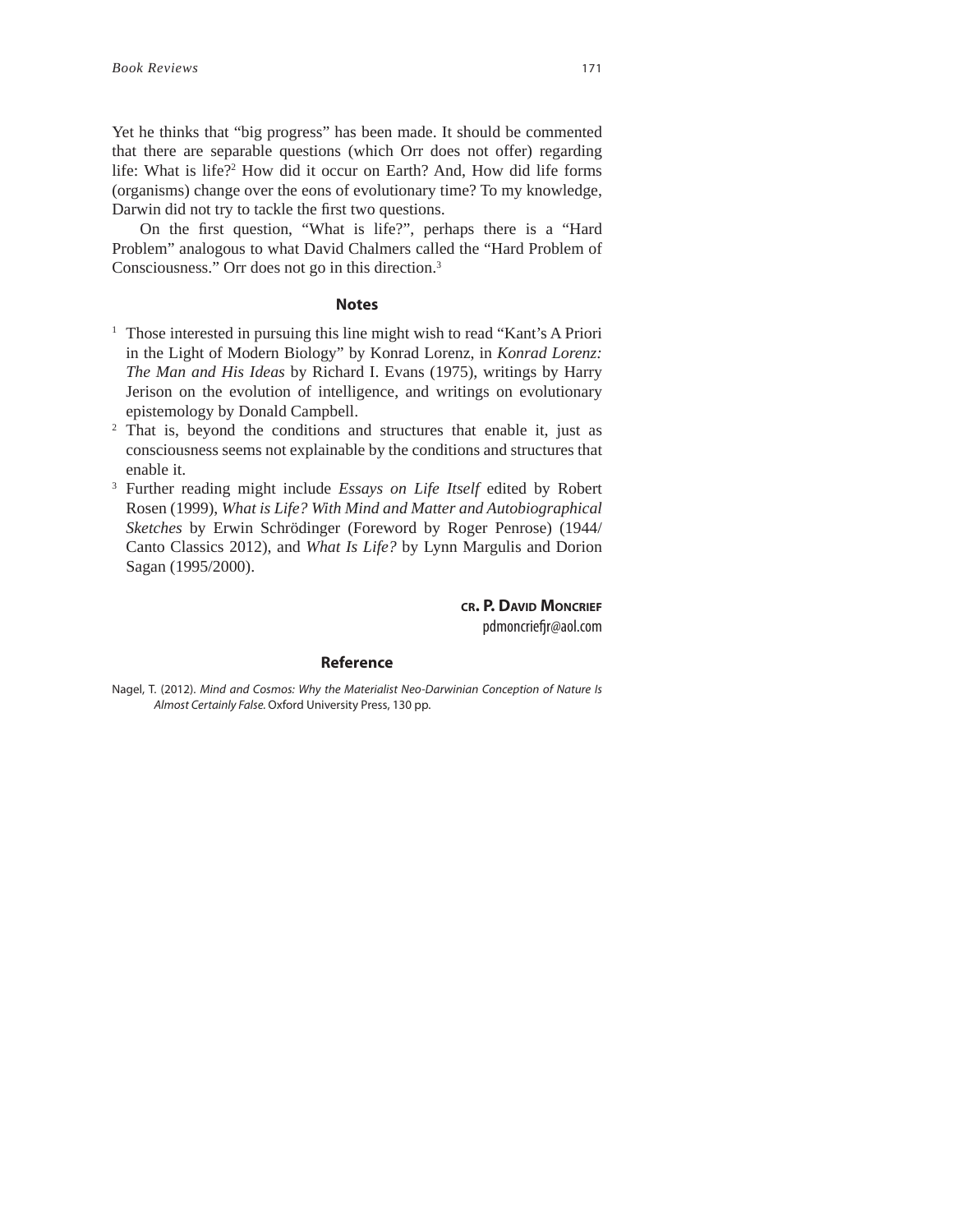Yet he thinks that "big progress" has been made. It should be commented that there are separable questions (which Orr does not offer) regarding life: What is life?[2] How did it occur on Earth? And, How did life forms (organisms) change over the eons of evolutionary time? To my knowledge, Darwin did not try to tackle the first two questions.

On the first question, "What is life?", perhaps there is a "Hard Problem" analogous to what David Chalmers called the "Hard Problem of Consciousness." Orr does not go in this direction.[3]

## Notes

[1] Those interested in pursuing this line might wish to read "Kant's A Priori in the Light of Modern Biology" by Konrad Lorenz, in *Konrad Lorenz: The Man and His Ideas* by Richard I. Evans (1975), writings by Harry Jerison on the evolution of intelligence, and writings on evolutionary epistemology by Donald Campbell.

[2] That is, beyond the conditions and structures that enable it, just as consciousness seems not explainable by the conditions and structures that enable it.

[3] Further reading might include *Essays on Life Itself* edited by Robert Rosen (1999), *What is Life? With Mind and Matter and Autobiographical Sketches* by Erwin Schrödinger (Foreword by Roger Penrose) (1944/ Canto Classics 2012), and *What Is Life?* by Lynn Margulis and Dorion Sagan (1995/2000).

**CR. P. DAVID MONCRIEF**
pdmoncriefjr@aol.com

## Reference

Nagel, T. (2012). *Mind and Cosmos: Why the Materialist Neo-Darwinian Conception of Nature Is Almost Certainly False.* Oxford University Press, 130 pp.